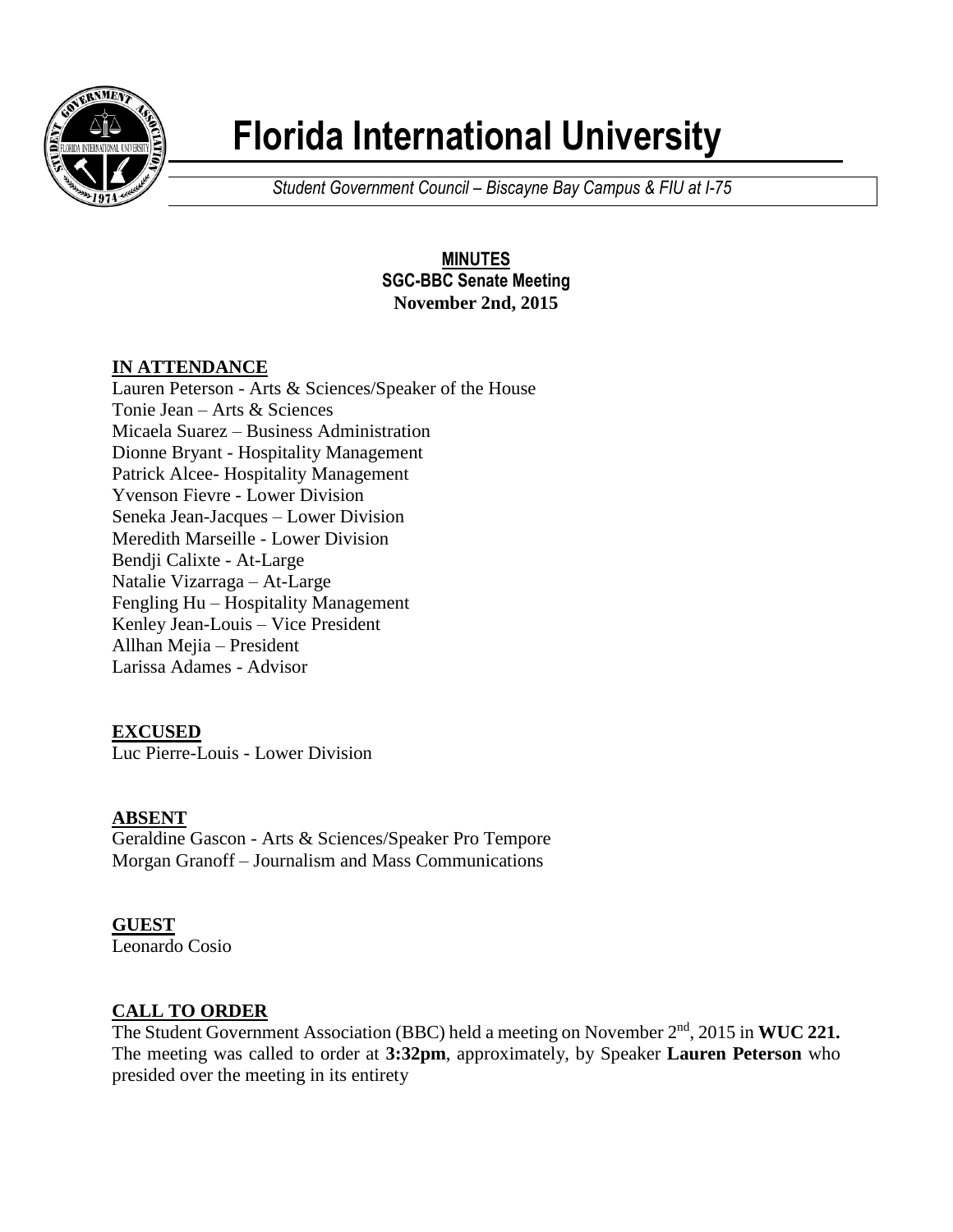# Florida International University

*Student Government Council – Biscayne Bay Campus & FIU at I-75*

**MINUTES**
**SGC-BBC Senate Meeting**
**November 2nd, 2015**

## IN ATTENDANCE

Lauren Peterson - Arts & Sciences/Speaker of the House
Tonie Jean – Arts & Sciences
Micaela Suarez – Business Administration
Dionne Bryant - Hospitality Management
Patrick Alcee- Hospitality Management
Yvenson Fievre - Lower Division
Seneka Jean-Jacques – Lower Division
Meredith Marseille - Lower Division
Bendji Calixte - At-Large
Natalie Vizarraga – At-Large
Fengling Hu – Hospitality Management
Kenley Jean-Louis – Vice President
Allhan Mejia – President
Larissa Adames - Advisor

## EXCUSED

Luc Pierre-Louis - Lower Division

## ABSENT

Geraldine Gascon - Arts & Sciences/Speaker Pro Tempore
Morgan Granoff – Journalism and Mass Communications

## GUEST

Leonardo Cosio

## CALL TO ORDER

The Student Government Association (BBC) held a meeting on November 2nd, 2015 in **WUC 221.** The meeting was called to order at **3:32pm**, approximately, by Speaker **Lauren Peterson** who presided over the meeting in its entirety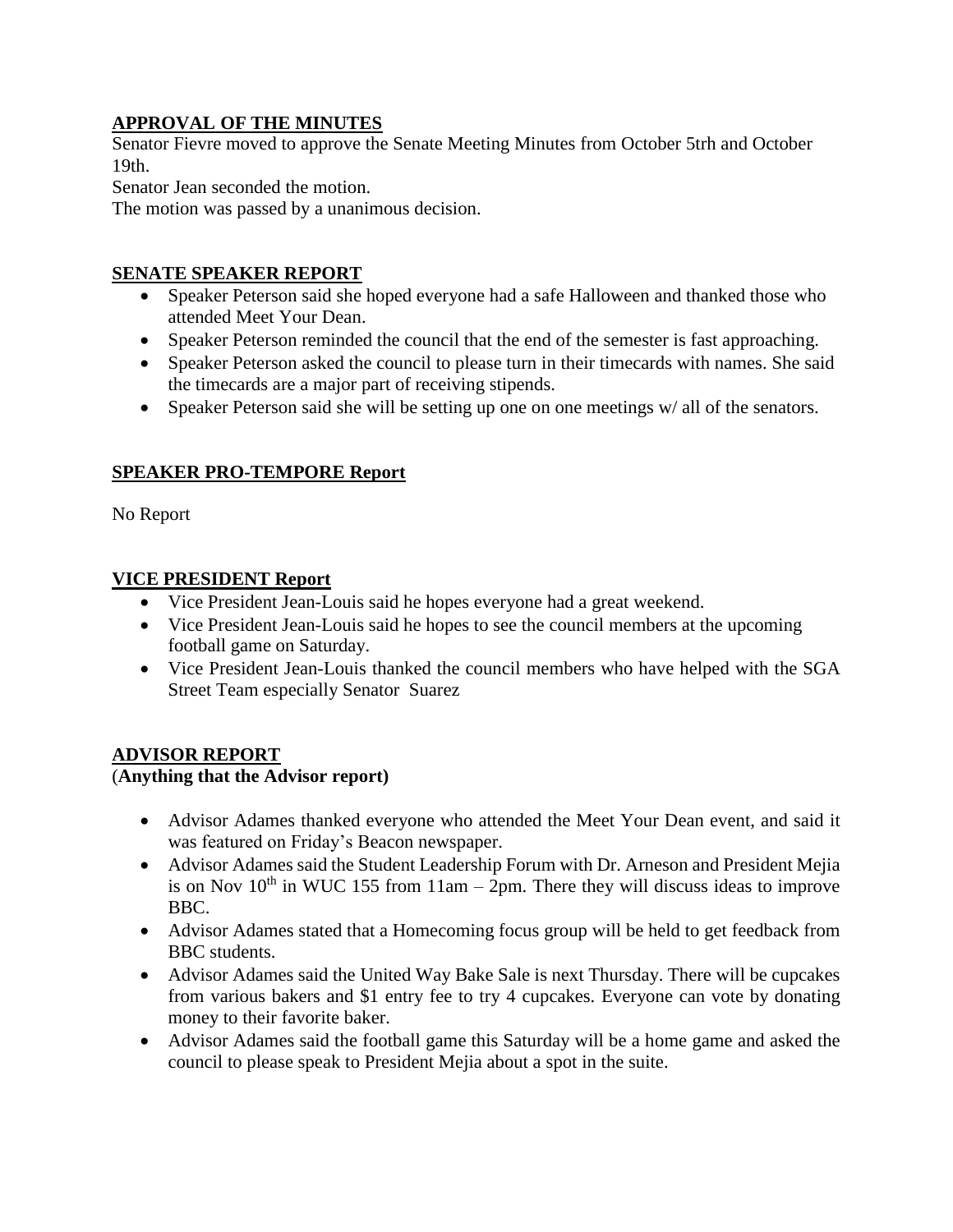## APPROVAL OF THE MINUTES

Senator Fievre moved to approve the Senate Meeting Minutes from October 5trh and October 19th.

Senator Jean seconded the motion.

The motion was passed by a unanimous decision.

## SENATE SPEAKER REPORT

- Speaker Peterson said she hoped everyone had a safe Halloween and thanked those who attended Meet Your Dean.
- Speaker Peterson reminded the council that the end of the semester is fast approaching.
- Speaker Peterson asked the council to please turn in their timecards with names. She said the timecards are a major part of receiving stipends.
- Speaker Peterson said she will be setting up one on one meetings w/ all of the senators.

## SPEAKER PRO-TEMPORE Report

No Report

## VICE PRESIDENT Report

- Vice President Jean-Louis said he hopes everyone had a great weekend.
- Vice President Jean-Louis said he hopes to see the council members at the upcoming football game on Saturday.
- Vice President Jean-Louis thanked the council members who have helped with the SGA Street Team especially Senator Suarez

## ADVISOR REPORT

**(Anything that the Advisor report)**

- Advisor Adames thanked everyone who attended the Meet Your Dean event, and said it was featured on Friday's Beacon newspaper.
- Advisor Adames said the Student Leadership Forum with Dr. Arneson and President Mejia is on Nov 10th in WUC 155 from 11am – 2pm. There they will discuss ideas to improve BBC.
- Advisor Adames stated that a Homecoming focus group will be held to get feedback from BBC students.
- Advisor Adames said the United Way Bake Sale is next Thursday. There will be cupcakes from various bakers and $1 entry fee to try 4 cupcakes. Everyone can vote by donating money to their favorite baker.
- Advisor Adames said the football game this Saturday will be a home game and asked the council to please speak to President Mejia about a spot in the suite.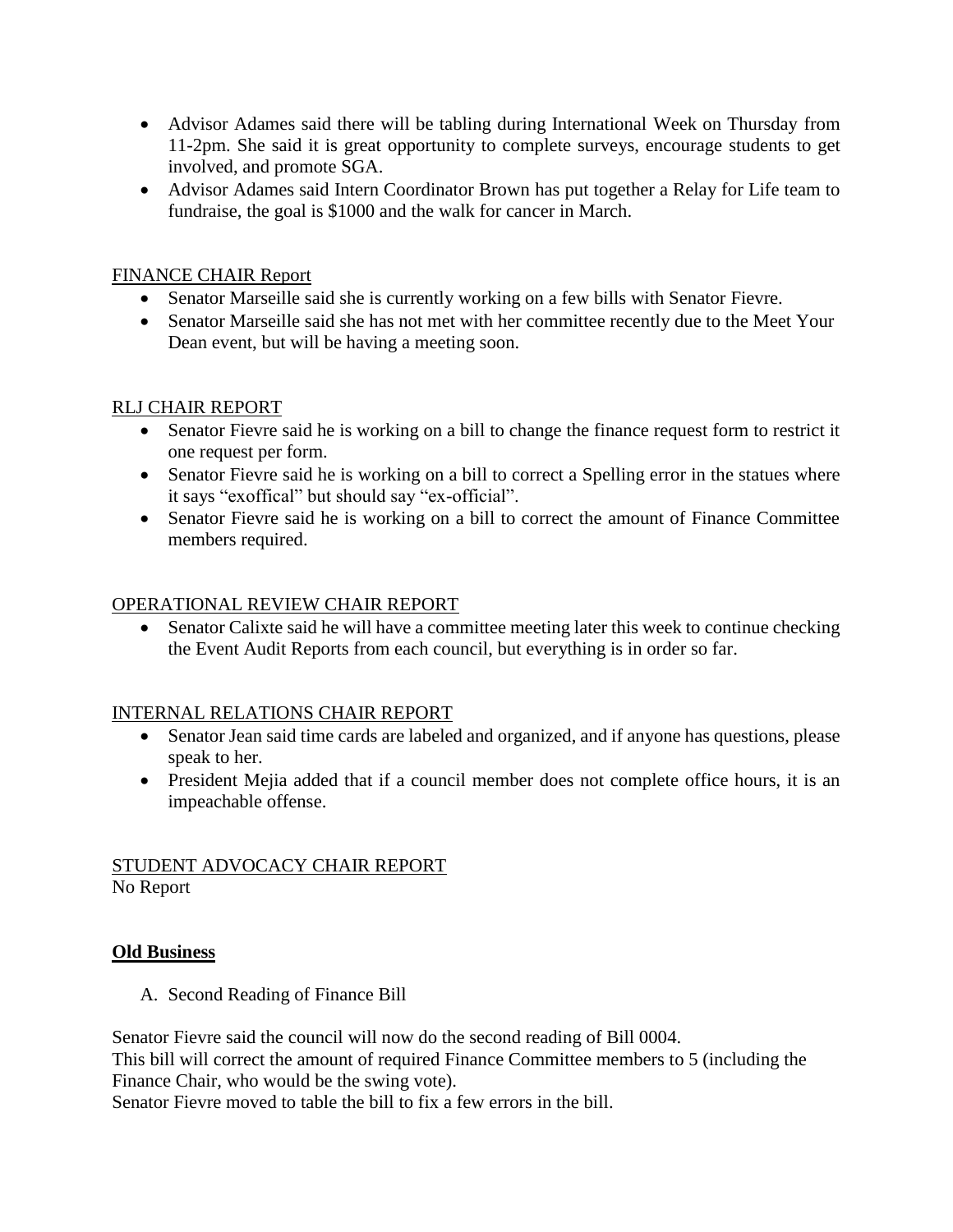- Advisor Adames said there will be tabling during International Week on Thursday from 11-2pm. She said it is great opportunity to complete surveys, encourage students to get involved, and promote SGA.
- Advisor Adames said Intern Coordinator Brown has put together a Relay for Life team to fundraise, the goal is $1000 and the walk for cancer in March.

FINANCE CHAIR Report

- Senator Marseille said she is currently working on a few bills with Senator Fievre.
- Senator Marseille said she has not met with her committee recently due to the Meet Your Dean event, but will be having a meeting soon.

RLJ CHAIR REPORT

- Senator Fievre said he is working on a bill to change the finance request form to restrict it one request per form.
- Senator Fievre said he is working on a bill to correct a Spelling error in the statues where it says "exoffical" but should say "ex-official".
- Senator Fievre said he is working on a bill to correct the amount of Finance Committee members required.

OPERATIONAL REVIEW CHAIR REPORT

- Senator Calixte said he will have a committee meeting later this week to continue checking the Event Audit Reports from each council, but everything is in order so far.

INTERNAL RELATIONS CHAIR REPORT

- Senator Jean said time cards are labeled and organized, and if anyone has questions, please speak to her.
- President Mejia added that if a council member does not complete office hours, it is an impeachable offense.

STUDENT ADVOCACY CHAIR REPORT
No Report

**Old Business**

A. Second Reading of Finance Bill

Senator Fievre said the council will now do the second reading of Bill 0004.
This bill will correct the amount of required Finance Committee members to 5 (including the Finance Chair, who would be the swing vote).
Senator Fievre moved to table the bill to fix a few errors in the bill.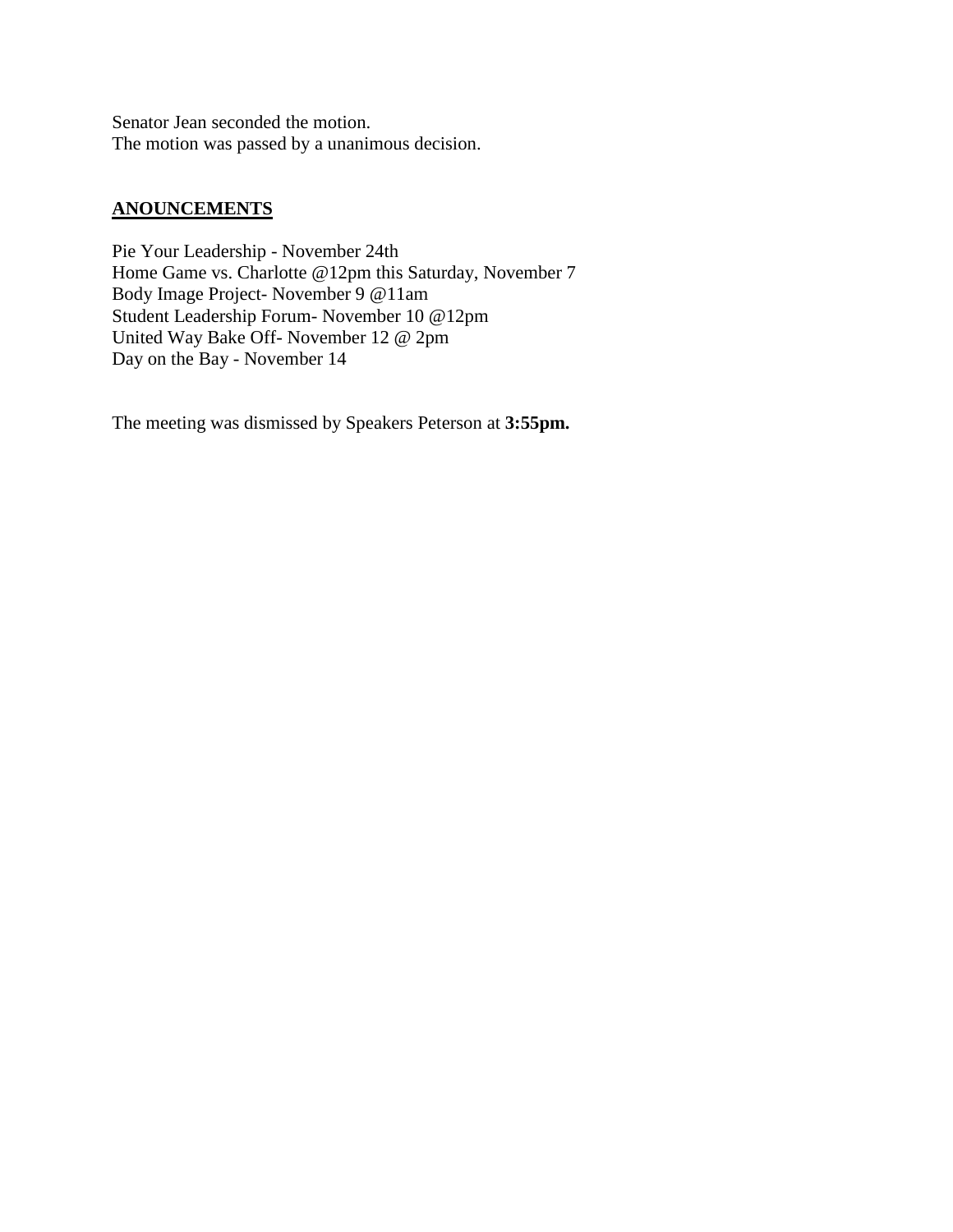Senator Jean seconded the motion.
The motion was passed by a unanimous decision.

## ANOUNCEMENTS

Pie Your Leadership - November 24th
Home Game vs. Charlotte @12pm this Saturday, November 7
Body Image Project- November 9 @11am
Student Leadership Forum- November 10 @12pm
United Way Bake Off- November 12 @ 2pm
Day on the Bay - November 14

The meeting was dismissed by Speakers Peterson at **3:55pm.**